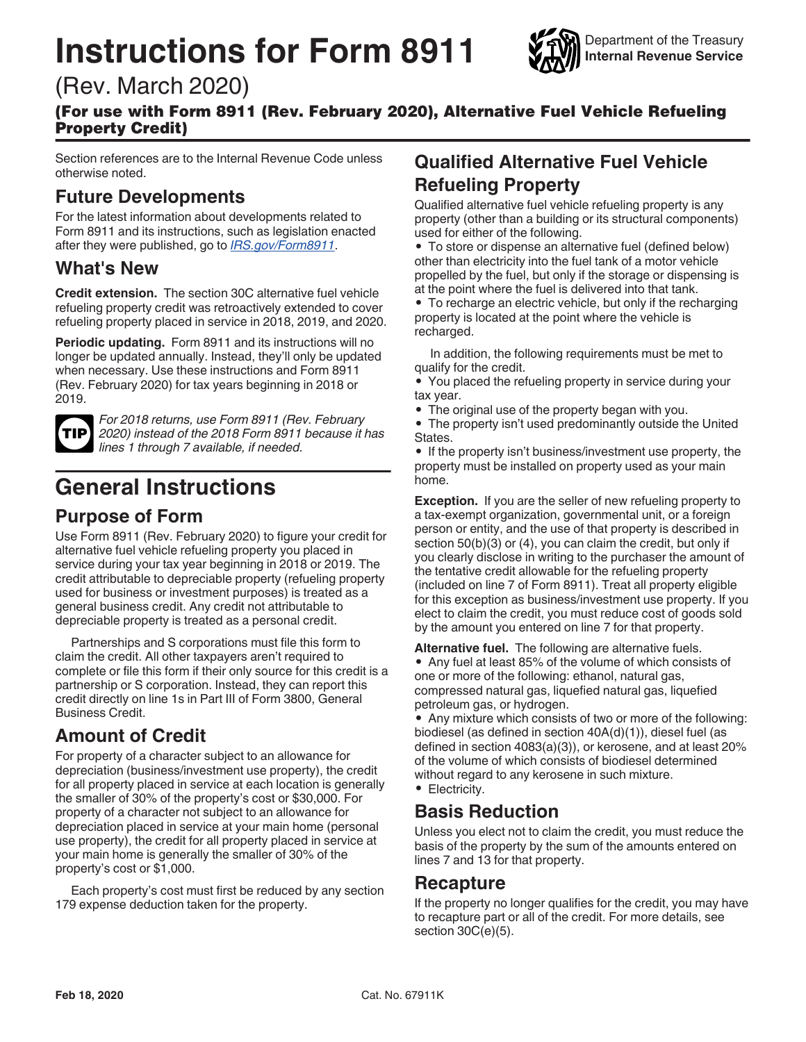# Instructions for Form 8911

(Rev. March 2020)

**(For use with Form 8911 (Rev. February 2020), Alternative Fuel Vehicle Refueling Property Credit)**

Department of the Treasury
**Internal Revenue Service**

Section references are to the Internal Revenue Code unless otherwise noted.

## Future Developments

For the latest information about developments related to Form 8911 and its instructions, such as legislation enacted after they were published, go to *IRS.gov/Form8911*.

## What's New

**Credit extension.** The section 30C alternative fuel vehicle refueling property credit was retroactively extended to cover refueling property placed in service in 2018, 2019, and 2020.

**Periodic updating.** Form 8911 and its instructions will no longer be updated annually. Instead, they'll only be updated when necessary. Use these instructions and Form 8911 (Rev. February 2020) for tax years beginning in 2018 or 2019.

**TIP** *For 2018 returns, use Form 8911 (Rev. February 2020) instead of the 2018 Form 8911 because it has lines 1 through 7 available, if needed.*

# General Instructions

## Purpose of Form

Use Form 8911 (Rev. February 2020) to figure your credit for alternative fuel vehicle refueling property you placed in service during your tax year beginning in 2018 or 2019. The credit attributable to depreciable property (refueling property used for business or investment purposes) is treated as a general business credit. Any credit not attributable to depreciable property is treated as a personal credit.

Partnerships and S corporations must file this form to claim the credit. All other taxpayers aren't required to complete or file this form if their only source for this credit is a partnership or S corporation. Instead, they can report this credit directly on line 1s in Part III of Form 3800, General Business Credit.

## Amount of Credit

For property of a character subject to an allowance for depreciation (business/investment use property), the credit for all property placed in service at each location is generally the smaller of 30% of the property's cost or $30,000. For property of a character not subject to an allowance for depreciation placed in service at your main home (personal use property), the credit for all property placed in service at your main home is generally the smaller of 30% of the property's cost or $1,000.

Each property's cost must first be reduced by any section 179 expense deduction taken for the property.

## Qualified Alternative Fuel Vehicle Refueling Property

Qualified alternative fuel vehicle refueling property is any property (other than a building or its structural components) used for either of the following.

- To store or dispense an alternative fuel (defined below) other than electricity into the fuel tank of a motor vehicle propelled by the fuel, but only if the storage or dispensing is at the point where the fuel is delivered into that tank.
- To recharge an electric vehicle, but only if the recharging property is located at the point where the vehicle is recharged.

In addition, the following requirements must be met to qualify for the credit.

- You placed the refueling property in service during your tax year.
- The original use of the property began with you.
- The property isn't used predominantly outside the United States.
- If the property isn't business/investment use property, the property must be installed on property used as your main home.

**Exception.** If you are the seller of new refueling property to a tax-exempt organization, governmental unit, or a foreign person or entity, and the use of that property is described in section 50(b)(3) or (4), you can claim the credit, but only if you clearly disclose in writing to the purchaser the amount of the tentative credit allowable for the refueling property (included on line 7 of Form 8911). Treat all property eligible for this exception as business/investment use property. If you elect to claim the credit, you must reduce cost of goods sold by the amount you entered on line 7 for that property.

**Alternative fuel.** The following are alternative fuels.

- Any fuel at least 85% of the volume of which consists of one or more of the following: ethanol, natural gas, compressed natural gas, liquefied natural gas, liquefied petroleum gas, or hydrogen.
- Any mixture which consists of two or more of the following: biodiesel (as defined in section 40A(d)(1)), diesel fuel (as defined in section 4083(a)(3)), or kerosene, and at least 20% of the volume of which consists of biodiesel determined without regard to any kerosene in such mixture.
- Electricity.

## Basis Reduction

Unless you elect not to claim the credit, you must reduce the basis of the property by the sum of the amounts entered on lines 7 and 13 for that property.

## Recapture

If the property no longer qualifies for the credit, you may have to recapture part or all of the credit. For more details, see section 30C(e)(5).

Feb 18, 2020 Cat. No. 67911K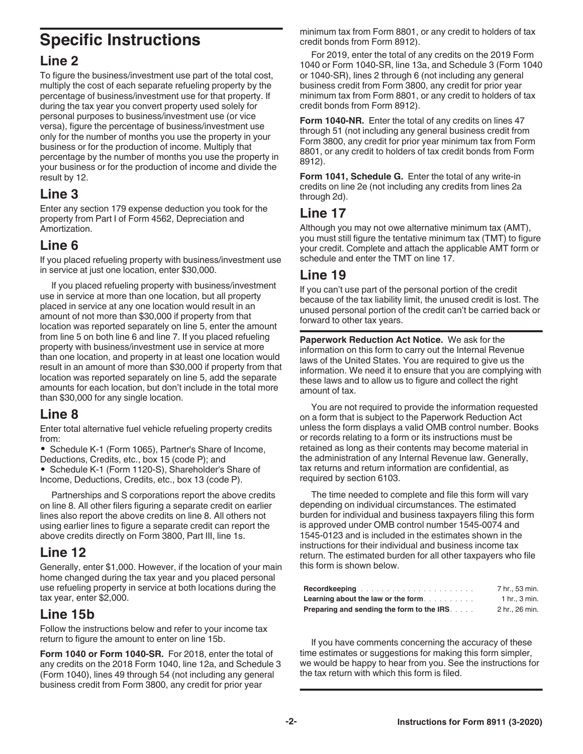# Specific Instructions

## Line 2

To figure the business/investment use part of the total cost, multiply the cost of each separate refueling property by the percentage of business/investment use for that property. If during the tax year you convert property used solely for personal purposes to business/investment use (or vice versa), figure the percentage of business/investment use only for the number of months you use the property in your business or for the production of income. Multiply that percentage by the number of months you use the property in your business or for the production of income and divide the result by 12.

## Line 3

Enter any section 179 expense deduction you took for the property from Part I of Form 4562, Depreciation and Amortization.

## Line 6

If you placed refueling property with business/investment use in service at just one location, enter $30,000.

If you placed refueling property with business/investment use in service at more than one location, but all property placed in service at any one location would result in an amount of not more than $30,000 if property from that location was reported separately on line 5, enter the amount from line 5 on both line 6 and line 7. If you placed refueling property with business/investment use in service at more than one location, and property in at least one location would result in an amount of more than $30,000 if property from that location was reported separately on line 5, add the separate amounts for each location, but don't include in the total more than $30,000 for any single location.

## Line 8

Enter total alternative fuel vehicle refueling property credits from:

- Schedule K-1 (Form 1065), Partner's Share of Income, Deductions, Credits, etc., box 15 (code P); and
- Schedule K-1 (Form 1120-S), Shareholder's Share of Income, Deductions, Credits, etc., box 13 (code P).

Partnerships and S corporations report the above credits on line 8. All other filers figuring a separate credit on earlier lines also report the above credits on line 8. All others not using earlier lines to figure a separate credit can report the above credits directly on Form 3800, Part III, line 1s.

## Line 12

Generally, enter $1,000. However, if the location of your main home changed during the tax year and you placed personal use refueling property in service at both locations during the tax year, enter $2,000.

## Line 15b

Follow the instructions below and refer to your income tax return to figure the amount to enter on line 15b.

**Form 1040 or Form 1040-SR.** For 2018, enter the total of any credits on the 2018 Form 1040, line 12a, and Schedule 3 (Form 1040), lines 49 through 54 (not including any general business credit from Form 3800, any credit for prior year minimum tax from Form 8801, or any credit to holders of tax credit bonds from Form 8912).

For 2019, enter the total of any credits on the 2019 Form 1040 or Form 1040-SR, line 13a, and Schedule 3 (Form 1040 or 1040-SR), lines 2 through 6 (not including any general business credit from Form 3800, any credit for prior year minimum tax from Form 8801, or any credit to holders of tax credit bonds from Form 8912).

**Form 1040-NR.** Enter the total of any credits on lines 47 through 51 (not including any general business credit from Form 3800, any credit for prior year minimum tax from Form 8801, or any credit to holders of tax credit bonds from Form 8912).

**Form 1041, Schedule G.** Enter the total of any write-in credits on line 2e (not including any credits from lines 2a through 2d).

## Line 17

Although you may not owe alternative minimum tax (AMT), you must still figure the tentative minimum tax (TMT) to figure your credit. Complete and attach the applicable AMT form or schedule and enter the TMT on line 17.

## Line 19

If you can't use part of the personal portion of the credit because of the tax liability limit, the unused credit is lost. The unused personal portion of the credit can't be carried back or forward to other tax years.

**Paperwork Reduction Act Notice.** We ask for the information on this form to carry out the Internal Revenue laws of the United States. You are required to give us the information. We need it to ensure that you are complying with these laws and to allow us to figure and collect the right amount of tax.

You are not required to provide the information requested on a form that is subject to the Paperwork Reduction Act unless the form displays a valid OMB control number. Books or records relating to a form or its instructions must be retained as long as their contents may become material in the administration of any Internal Revenue law. Generally, tax returns and return information are confidential, as required by section 6103.

The time needed to complete and file this form will vary depending on individual circumstances. The estimated burden for individual and business taxpayers filing this form is approved under OMB control number 1545-0074 and 1545-0123 and is included in the estimates shown in the instructions for their individual and business income tax return. The estimated burden for all other taxpayers who file this form is shown below.

| | |
|---|---|
| **Recordkeeping** | 7 hr., 53 min. |
| **Learning about the law or the form** | 1 hr., 3 min. |
| **Preparing and sending the form to the IRS** | 2 hr., 26 min. |

If you have comments concerning the accuracy of these time estimates or suggestions for making this form simpler, we would be happy to hear from you. See the instructions for the tax return with which this form is filed.